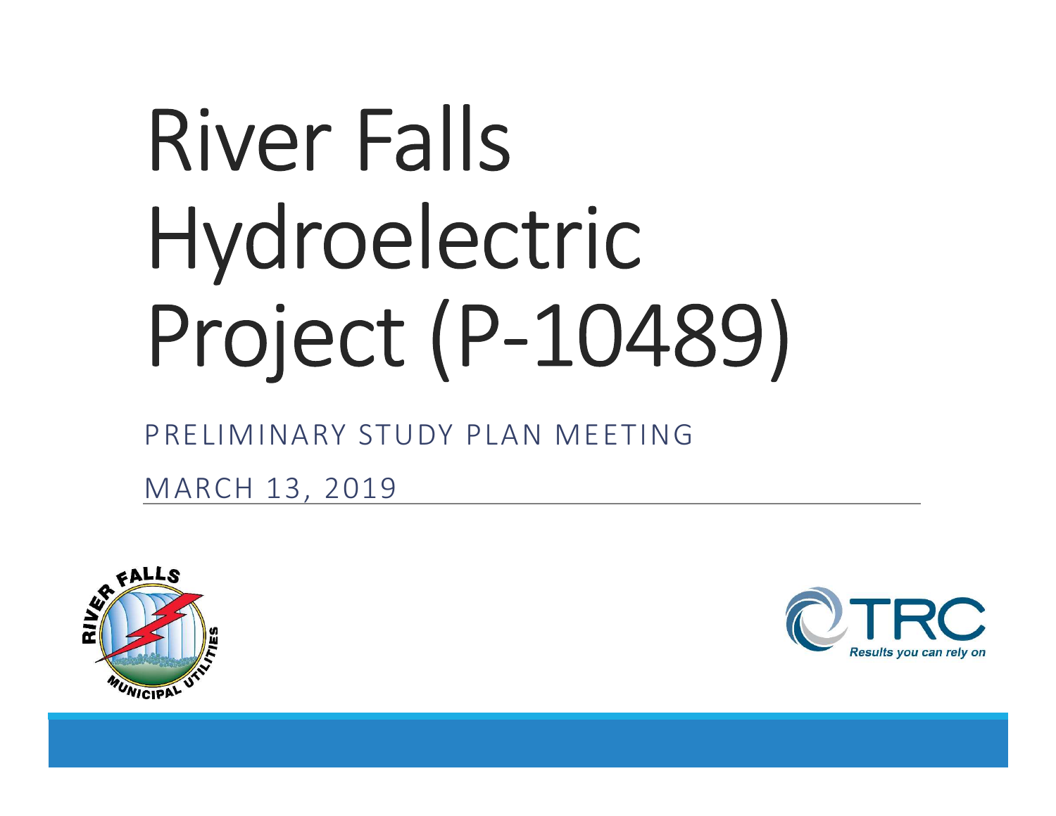# River Falls Hydroelectric Project (P-10489)

PRELIMINARY STUDY PLAN MEETING

MARCH 13, 2019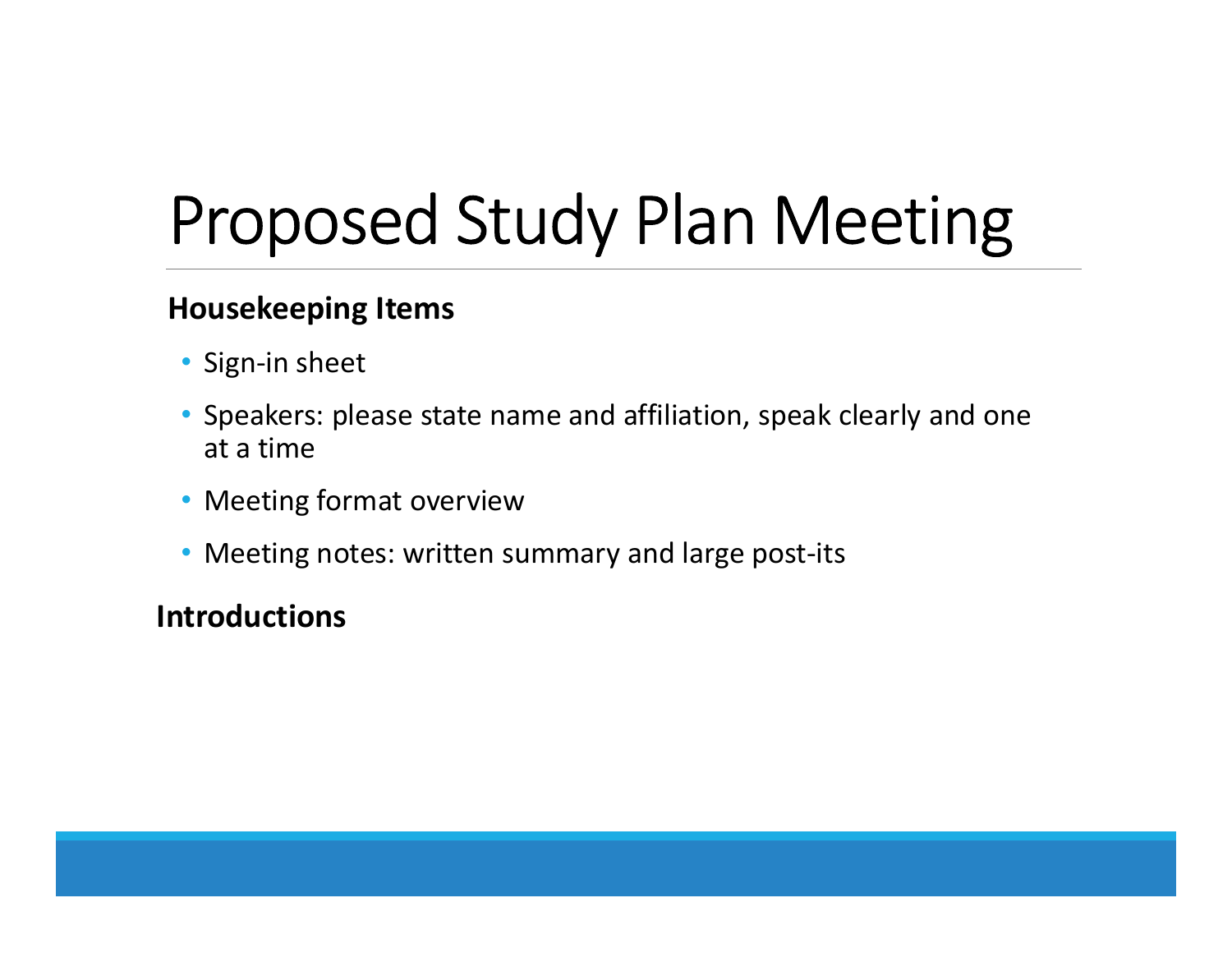# Proposed Study Plan Meeting

**Housekeeping Items**

- Sign-in sheet
- Speakers: please state name and affiliation, speak clearly and one at a time
- Meeting format overview
- Meeting notes: written summary and large post-its

**Introductions**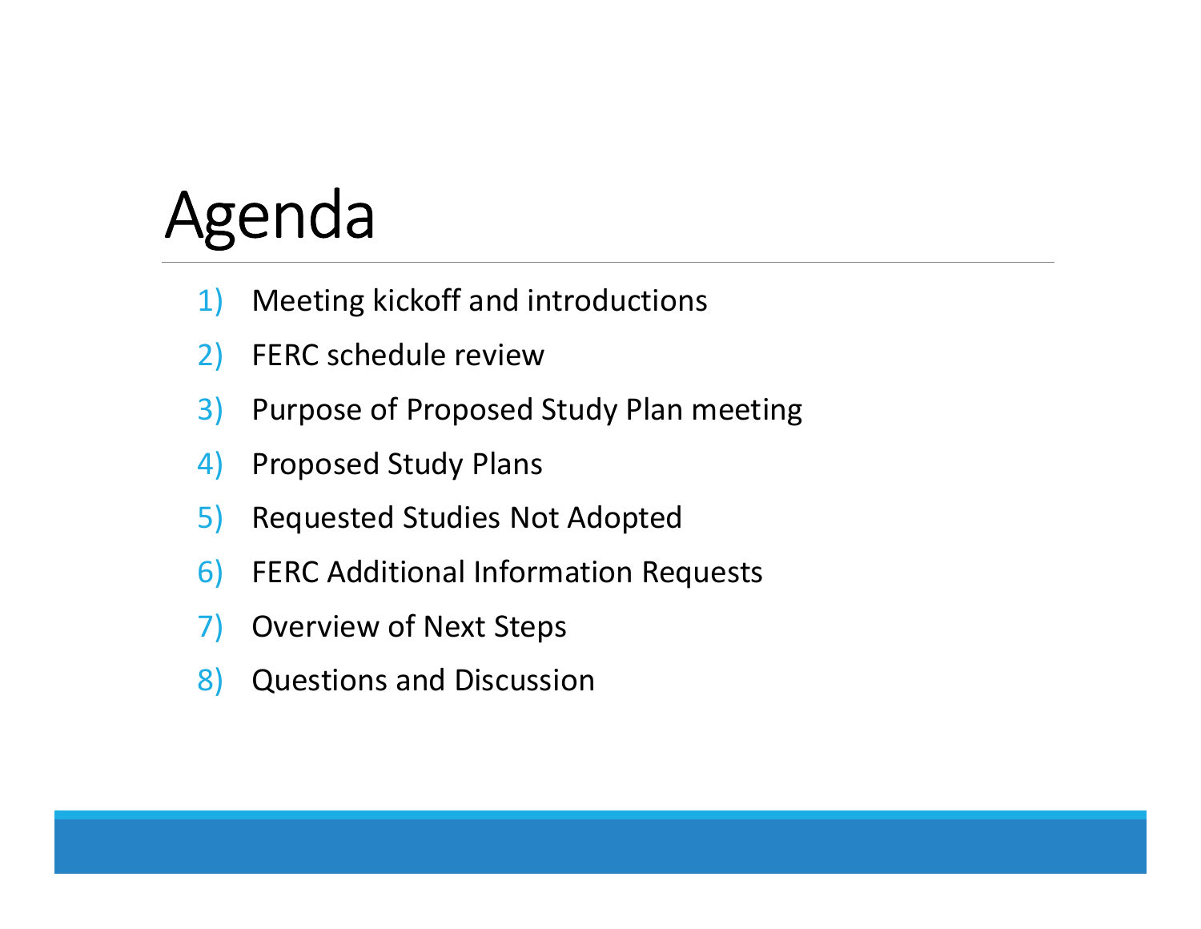# Agenda

1) Meeting kickoff and introductions
2) FERC schedule review
3) Purpose of Proposed Study Plan meeting
4) Proposed Study Plans
5) Requested Studies Not Adopted
6) FERC Additional Information Requests
7) Overview of Next Steps
8) Questions and Discussion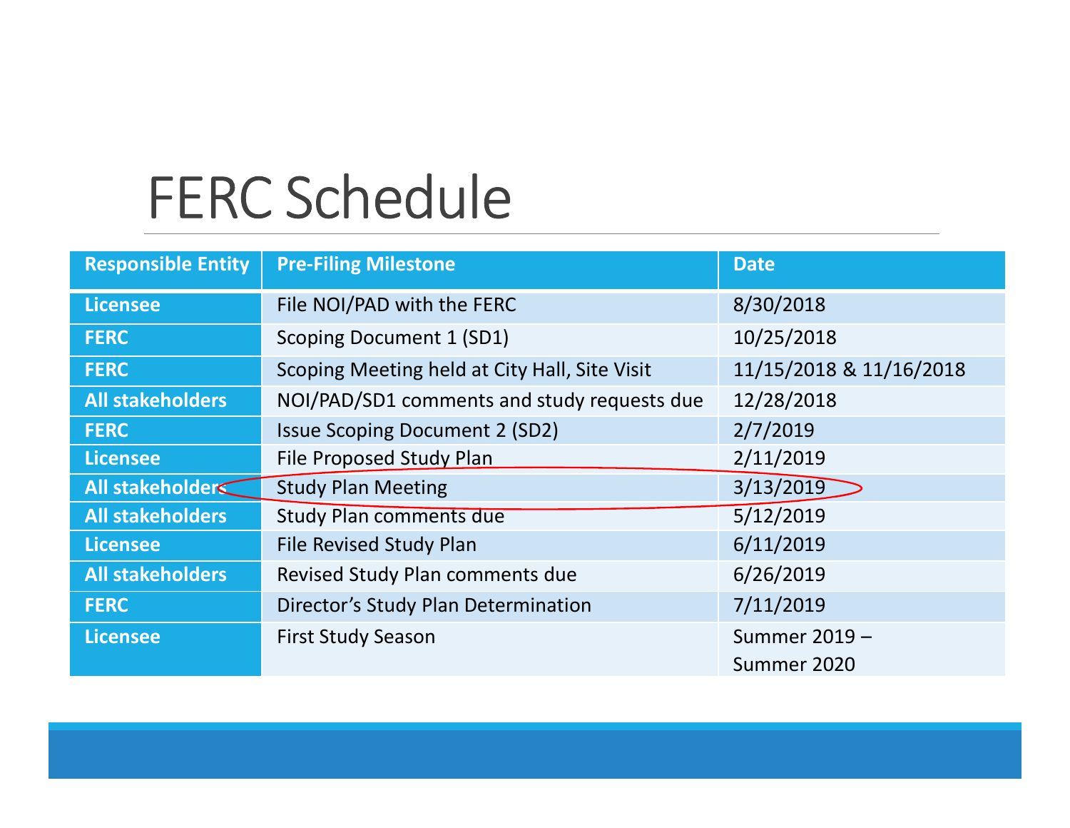# FERC Schedule

| Responsible Entity | Pre-Filing Milestone | Date |
| --- | --- | --- |
| Licensee | File NOI/PAD with the FERC | 8/30/2018 |
| FERC | Scoping Document 1 (SD1) | 10/25/2018 |
| FERC | Scoping Meeting held at City Hall, Site Visit | 11/15/2018 & 11/16/2018 |
| All stakeholders | NOI/PAD/SD1 comments and study requests due | 12/28/2018 |
| FERC | Issue Scoping Document 2 (SD2) | 2/7/2019 |
| Licensee | File Proposed Study Plan | 2/11/2019 |
| All stakeholders | Study Plan Meeting | 3/13/2019 |
| All stakeholders | Study Plan comments due | 5/12/2019 |
| Licensee | File Revised Study Plan | 6/11/2019 |
| All stakeholders | Revised Study Plan comments due | 6/26/2019 |
| FERC | Director's Study Plan Determination | 7/11/2019 |
| Licensee | First Study Season | Summer 2019 – Summer 2020 |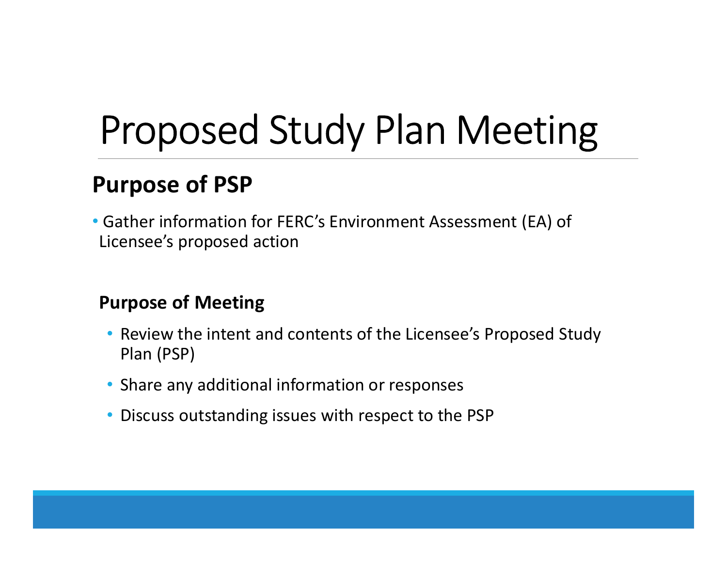# Proposed Study Plan Meeting

## Purpose of PSP

- Gather information for FERC's Environment Assessment (EA) of Licensee's proposed action

### Purpose of Meeting

- Review the intent and contents of the Licensee's Proposed Study Plan (PSP)
- Share any additional information or responses
- Discuss outstanding issues with respect to the PSP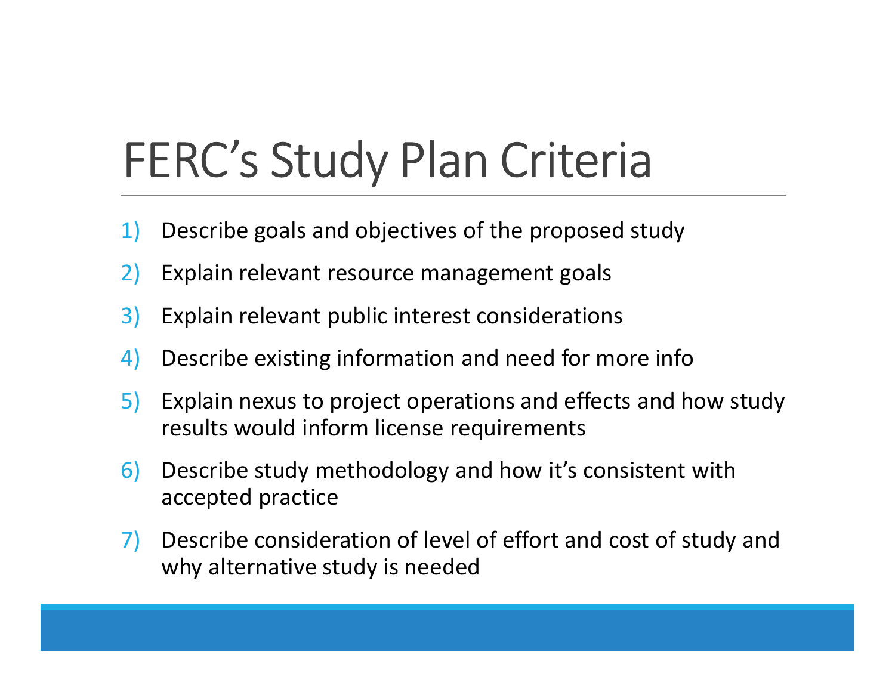# FERC's Study Plan Criteria

1) Describe goals and objectives of the proposed study
2) Explain relevant resource management goals
3) Explain relevant public interest considerations
4) Describe existing information and need for more info
5) Explain nexus to project operations and effects and how study results would inform license requirements
6) Describe study methodology and how it's consistent with accepted practice
7) Describe consideration of level of effort and cost of study and why alternative study is needed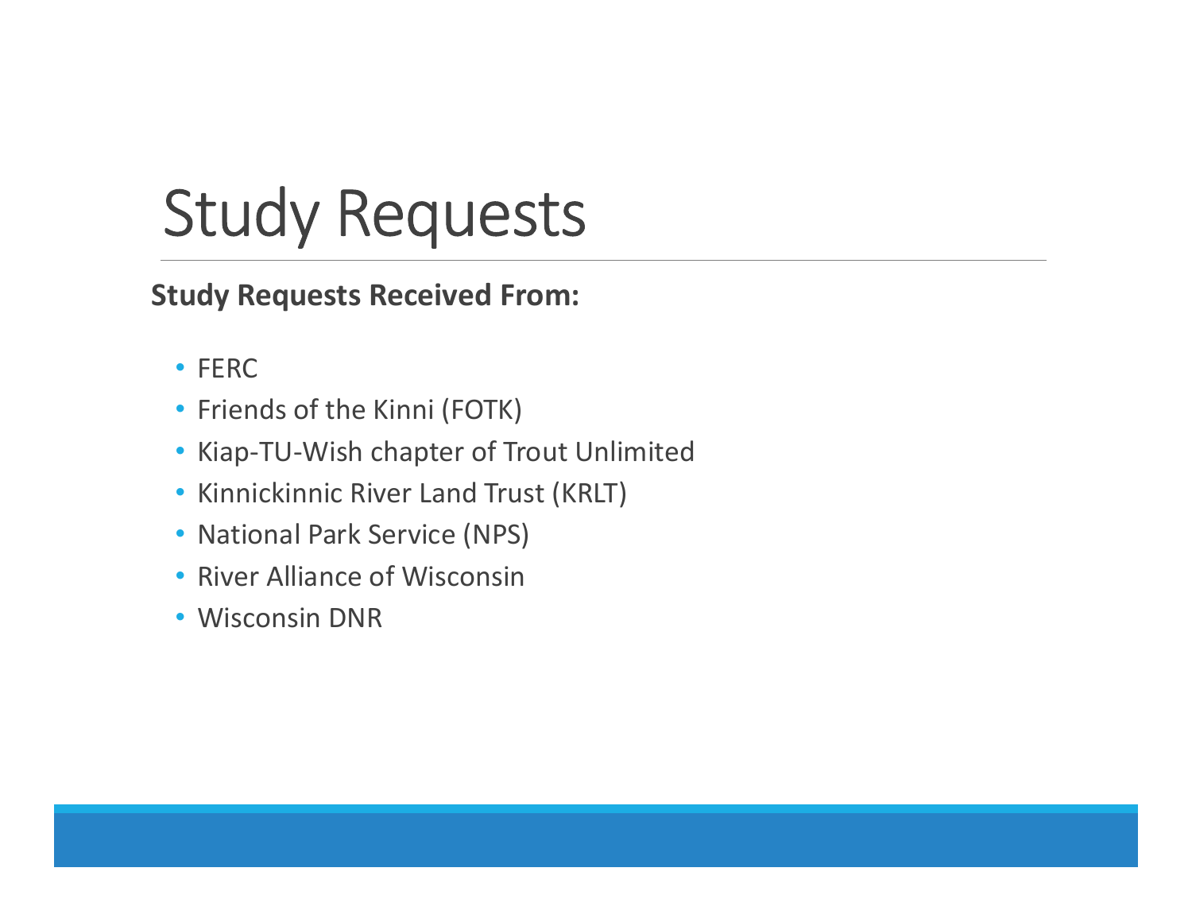# Study Requests

**Study Requests Received From:**

- FERC
- Friends of the Kinni (FOTK)
- Kiap-TU-Wish chapter of Trout Unlimited
- Kinnickinnic River Land Trust (KRLT)
- National Park Service (NPS)
- River Alliance of Wisconsin
- Wisconsin DNR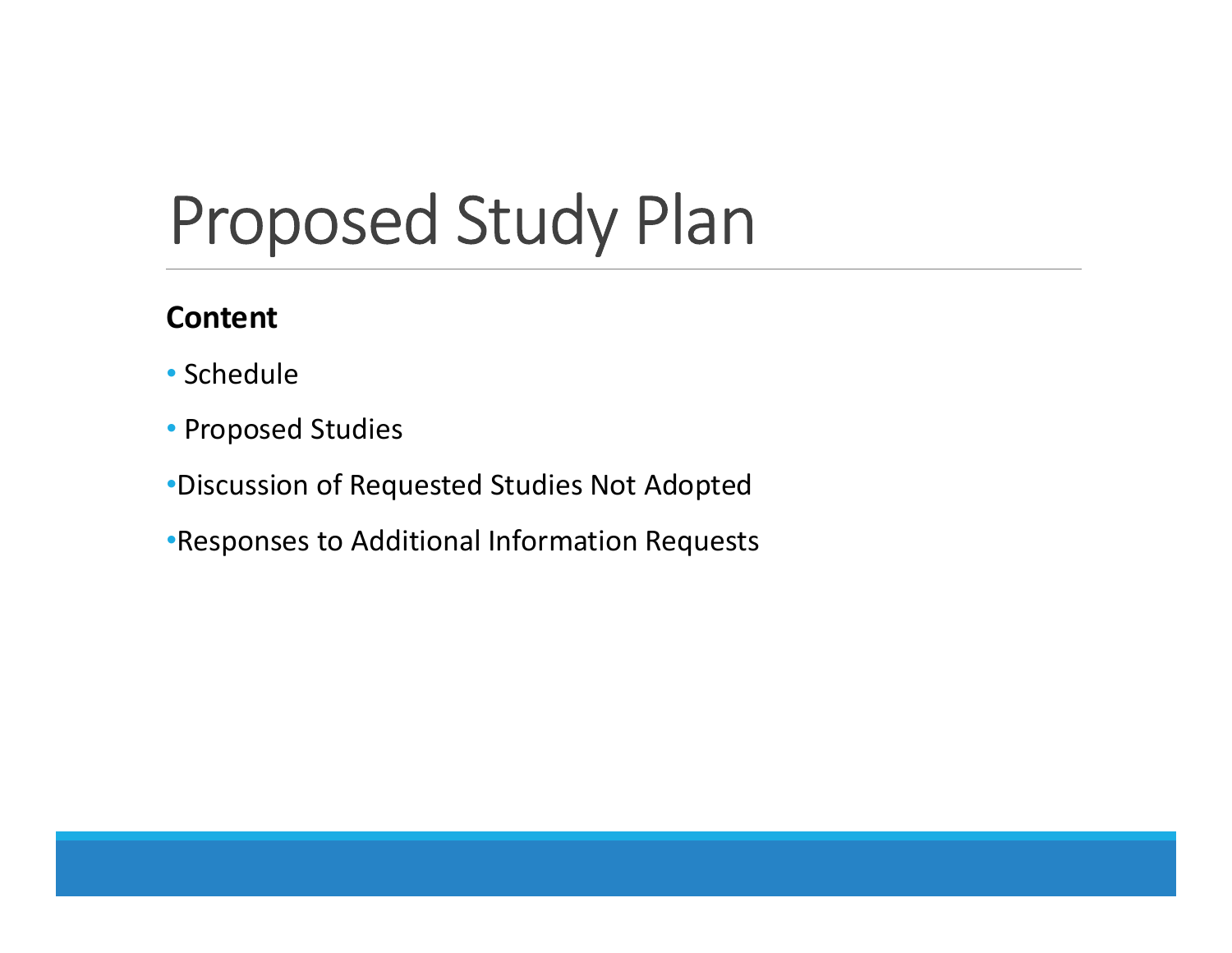# Proposed Study Plan

**Content**

- Schedule
- Proposed Studies
- Discussion of Requested Studies Not Adopted
- Responses to Additional Information Requests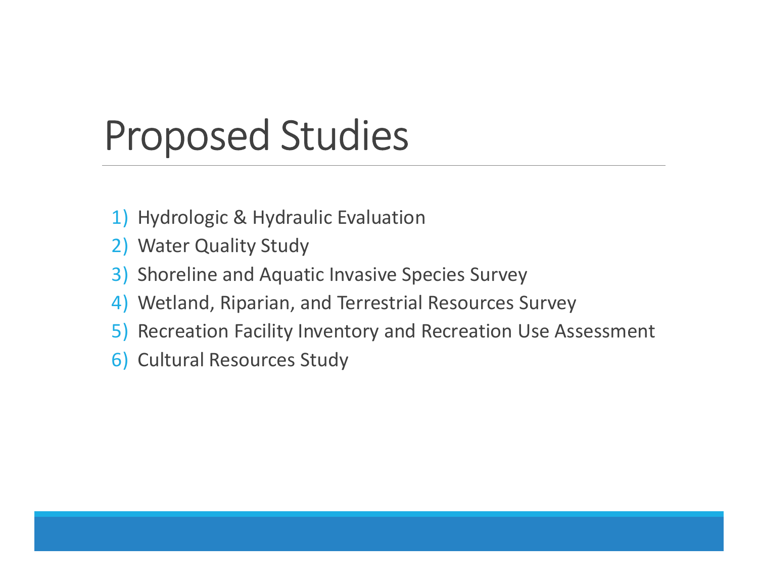# Proposed Studies

1) Hydrologic & Hydraulic Evaluation
2) Water Quality Study
3) Shoreline and Aquatic Invasive Species Survey
4) Wetland, Riparian, and Terrestrial Resources Survey
5) Recreation Facility Inventory and Recreation Use Assessment
6) Cultural Resources Study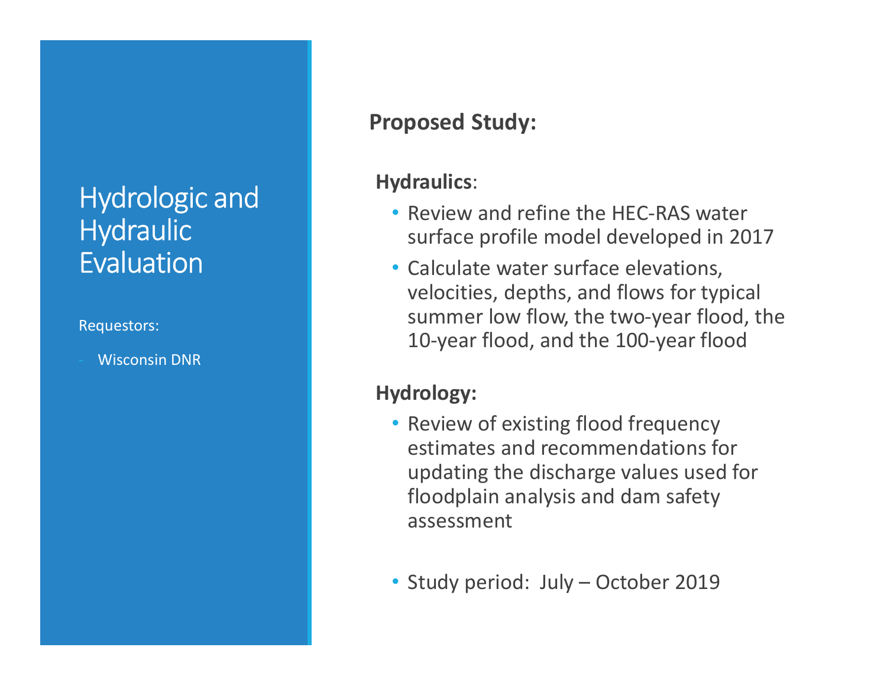# Hydrologic and Hydraulic Evaluation

Requestors:

- Wisconsin DNR

## Proposed Study:

**Hydraulics**:

- Review and refine the HEC-RAS water surface profile model developed in 2017
- Calculate water surface elevations, velocities, depths, and flows for typical summer low flow, the two-year flood, the 10-year flood, and the 100-year flood

**Hydrology:**

- Review of existing flood frequency estimates and recommendations for updating the discharge values used for floodplain analysis and dam safety assessment

- Study period: July – October 2019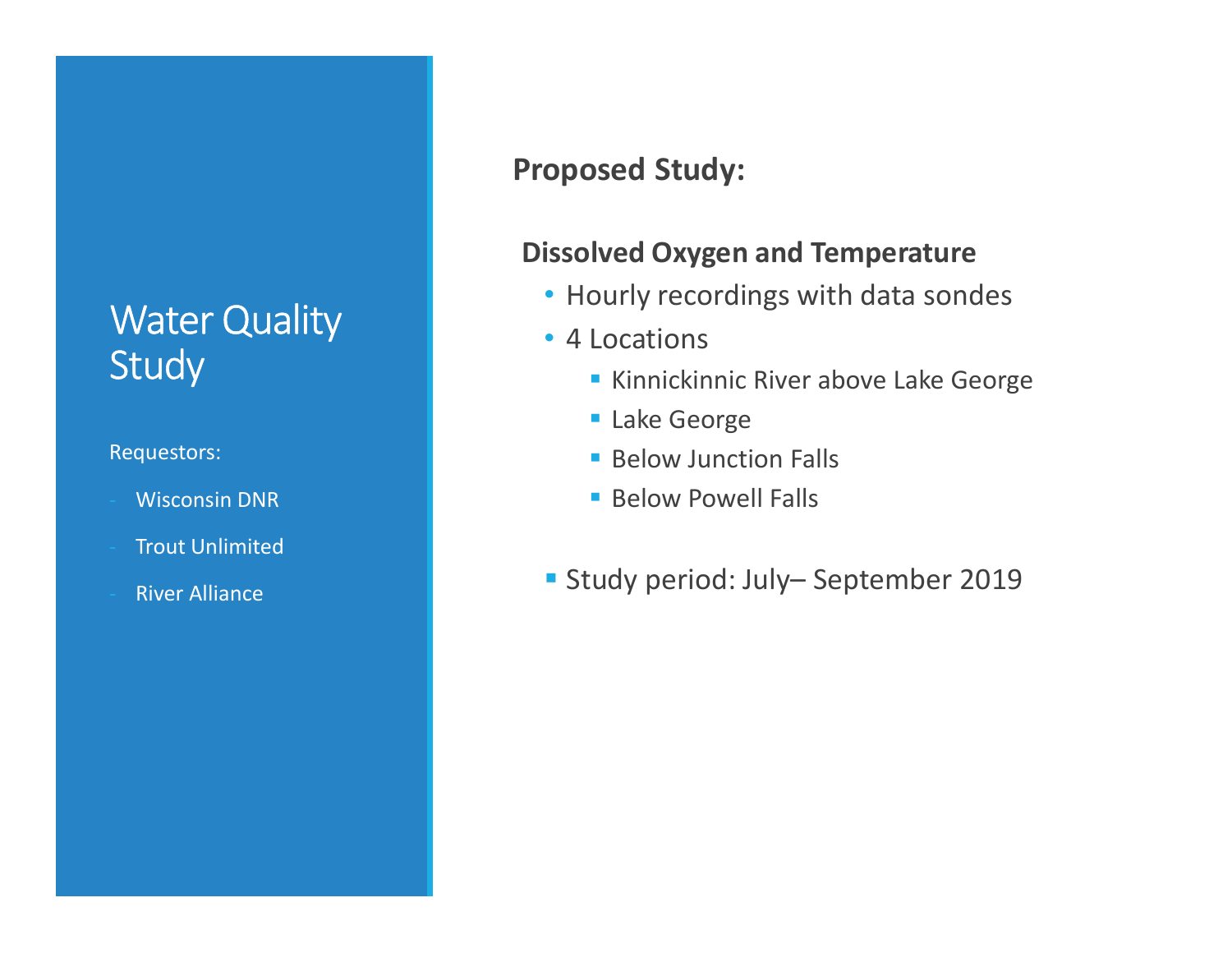# Water Quality Study

Requestors:

- Wisconsin DNR
- Trout Unlimited
- River Alliance

## Proposed Study:

### Dissolved Oxygen and Temperature

- Hourly recordings with data sondes
- 4 Locations
  - Kinnickinnic River above Lake George
  - Lake George
  - Below Junction Falls
  - Below Powell Falls

- Study period: July– September 2019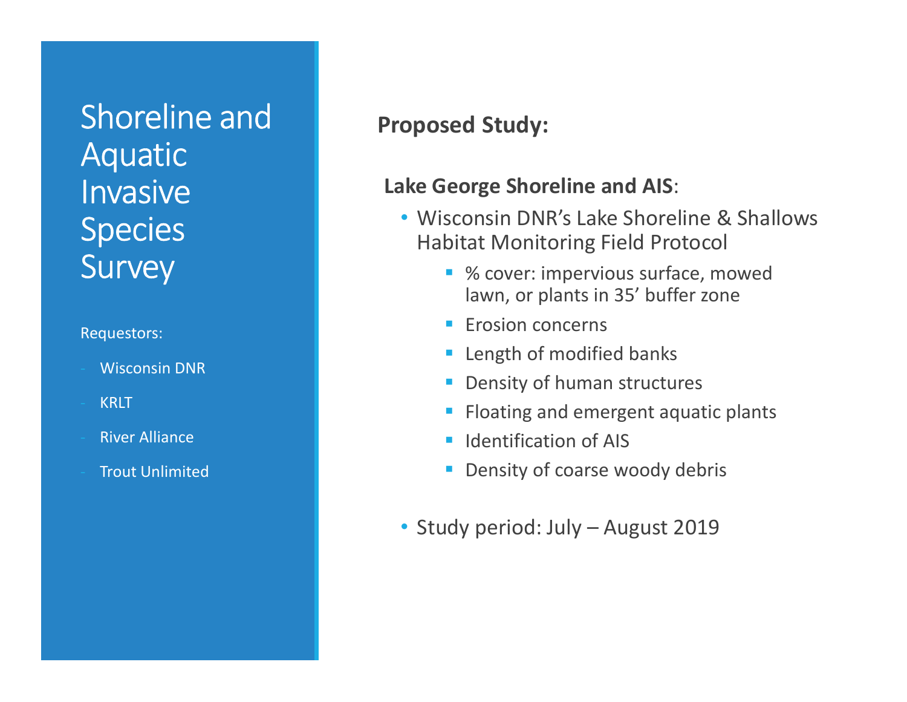# Shoreline and Aquatic Invasive Species Survey

Requestors:

- Wisconsin DNR
- KRLT
- River Alliance
- Trout Unlimited

## Proposed Study:

**Lake George Shoreline and AIS**:

- Wisconsin DNR's Lake Shoreline & Shallows Habitat Monitoring Field Protocol
  - % cover: impervious surface, mowed lawn, or plants in 35' buffer zone
  - Erosion concerns
  - Length of modified banks
  - Density of human structures
  - Floating and emergent aquatic plants
  - Identification of AIS
  - Density of coarse woody debris
- Study period: July – August 2019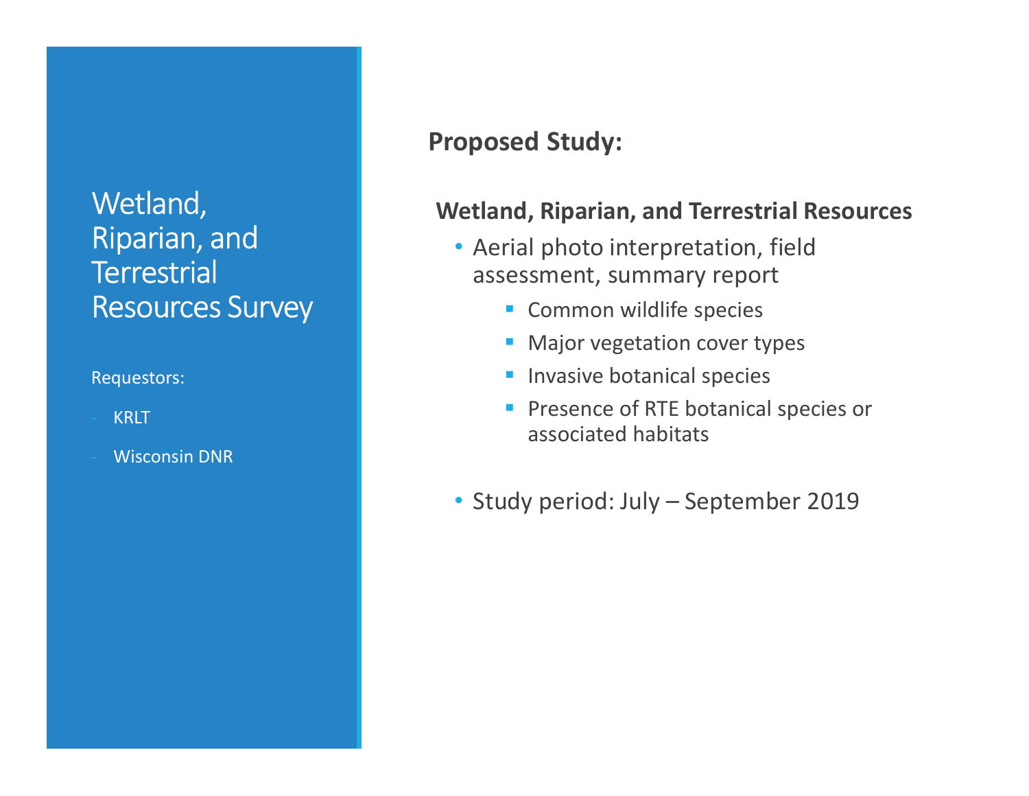# Wetland, Riparian, and Terrestrial Resources Survey

Requestors:

- KRLT
- Wisconsin DNR

## Proposed Study:

### Wetland, Riparian, and Terrestrial Resources

- Aerial photo interpretation, field assessment, summary report
  - Common wildlife species
  - Major vegetation cover types
  - Invasive botanical species
  - Presence of RTE botanical species or associated habitats
- Study period: July – September 2019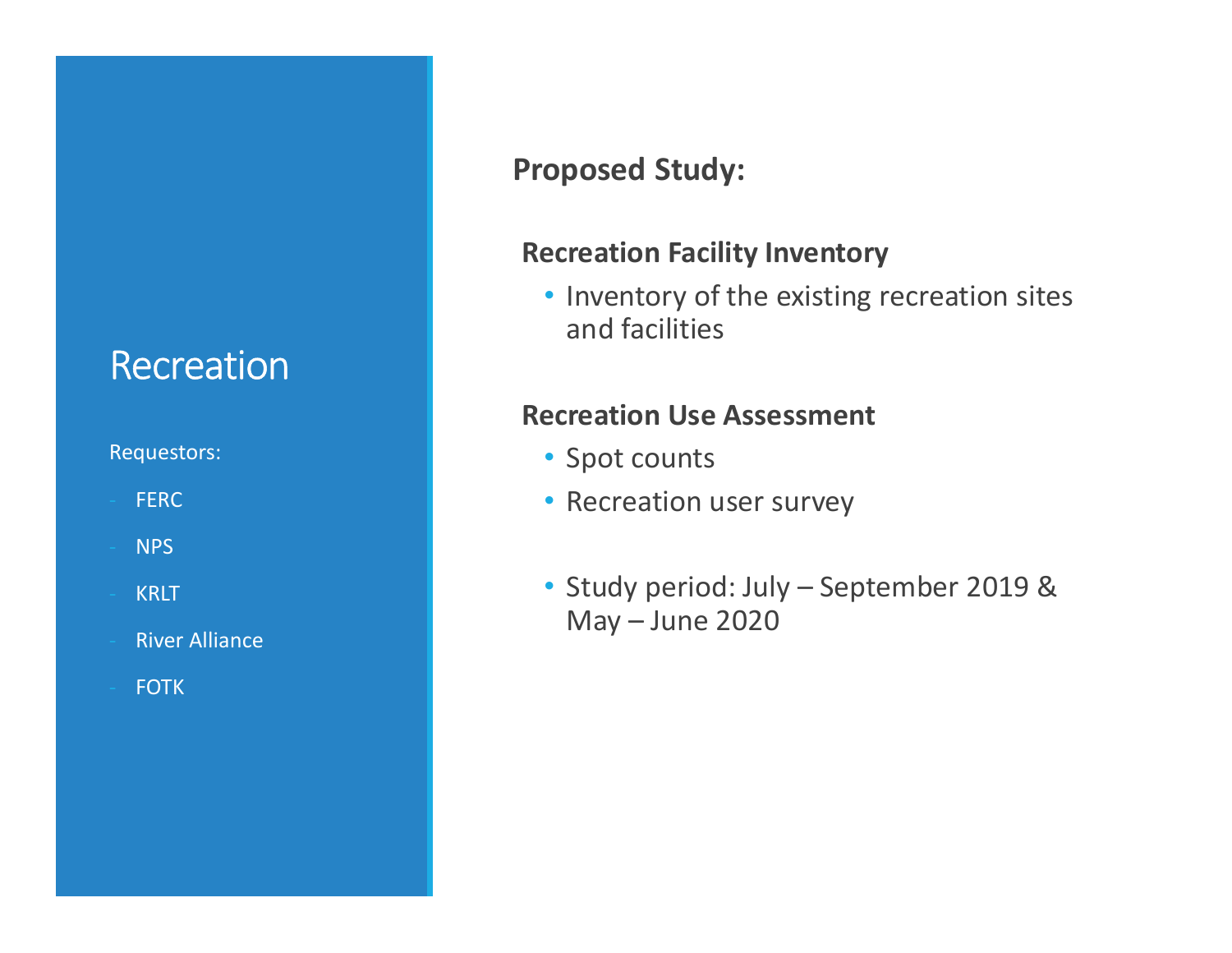# Recreation

Requestors:

- FERC
- NPS
- KRLT
- River Alliance
- FOTK

**Proposed Study:**

**Recreation Facility Inventory**

- Inventory of the existing recreation sites and facilities

**Recreation Use Assessment**

- Spot counts
- Recreation user survey

- Study period: July – September 2019 & May – June 2020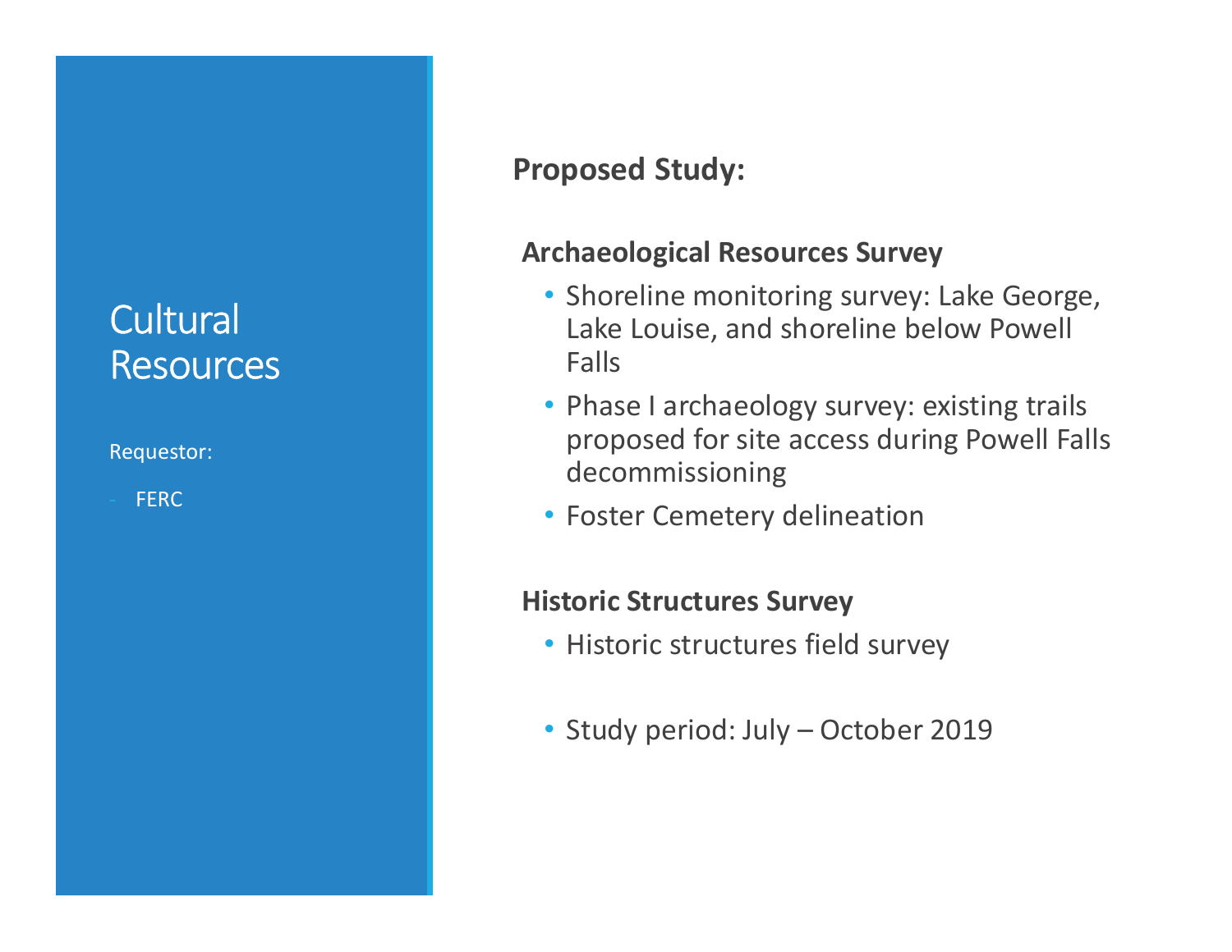# Cultural Resources

Requestor:

- FERC

## Proposed Study:

### Archaeological Resources Survey

- Shoreline monitoring survey: Lake George, Lake Louise, and shoreline below Powell Falls
- Phase I archaeology survey: existing trails proposed for site access during Powell Falls decommissioning
- Foster Cemetery delineation

### Historic Structures Survey

- Historic structures field survey

- Study period: July – October 2019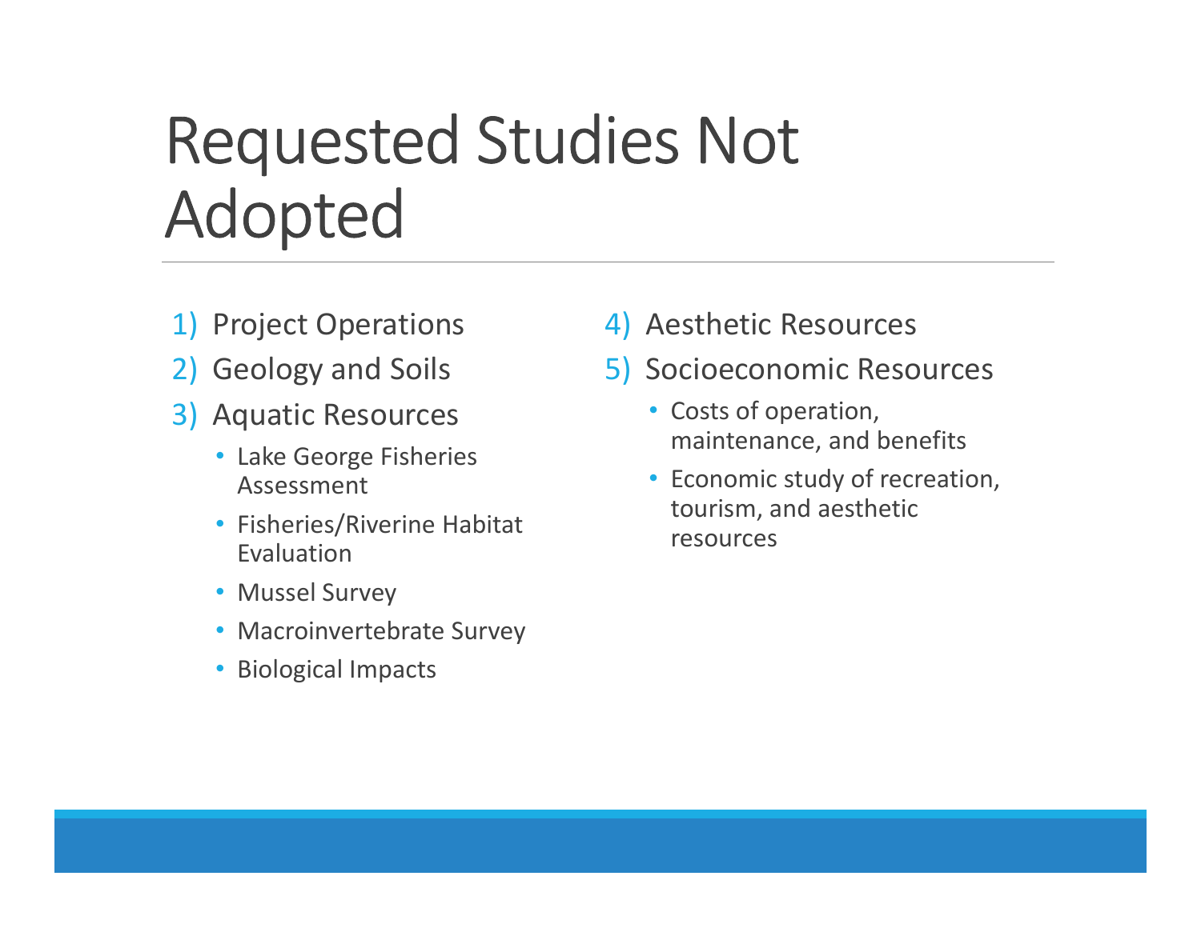# Requested Studies Not Adopted

1) Project Operations
2) Geology and Soils
3) Aquatic Resources
   - Lake George Fisheries Assessment
   - Fisheries/Riverine Habitat Evaluation
   - Mussel Survey
   - Macroinvertebrate Survey
   - Biological Impacts
4) Aesthetic Resources
5) Socioeconomic Resources
   - Costs of operation, maintenance, and benefits
   - Economic study of recreation, tourism, and aesthetic resources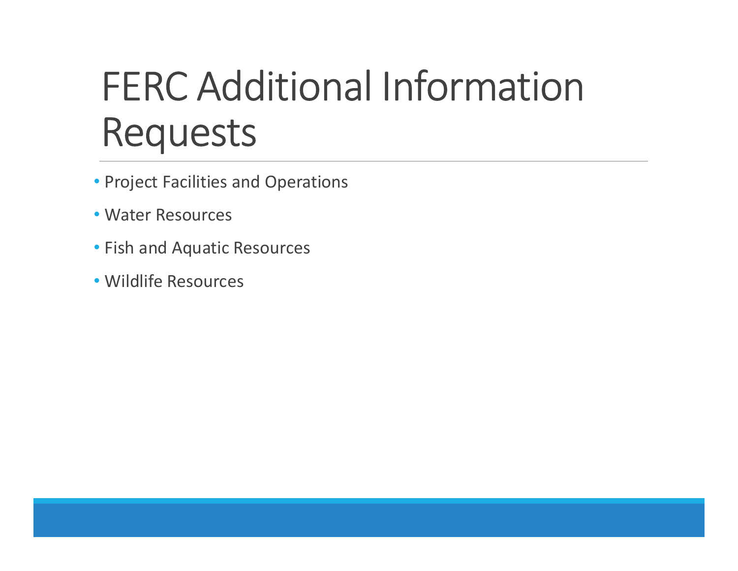# FERC Additional Information Requests

- Project Facilities and Operations
- Water Resources
- Fish and Aquatic Resources
- Wildlife Resources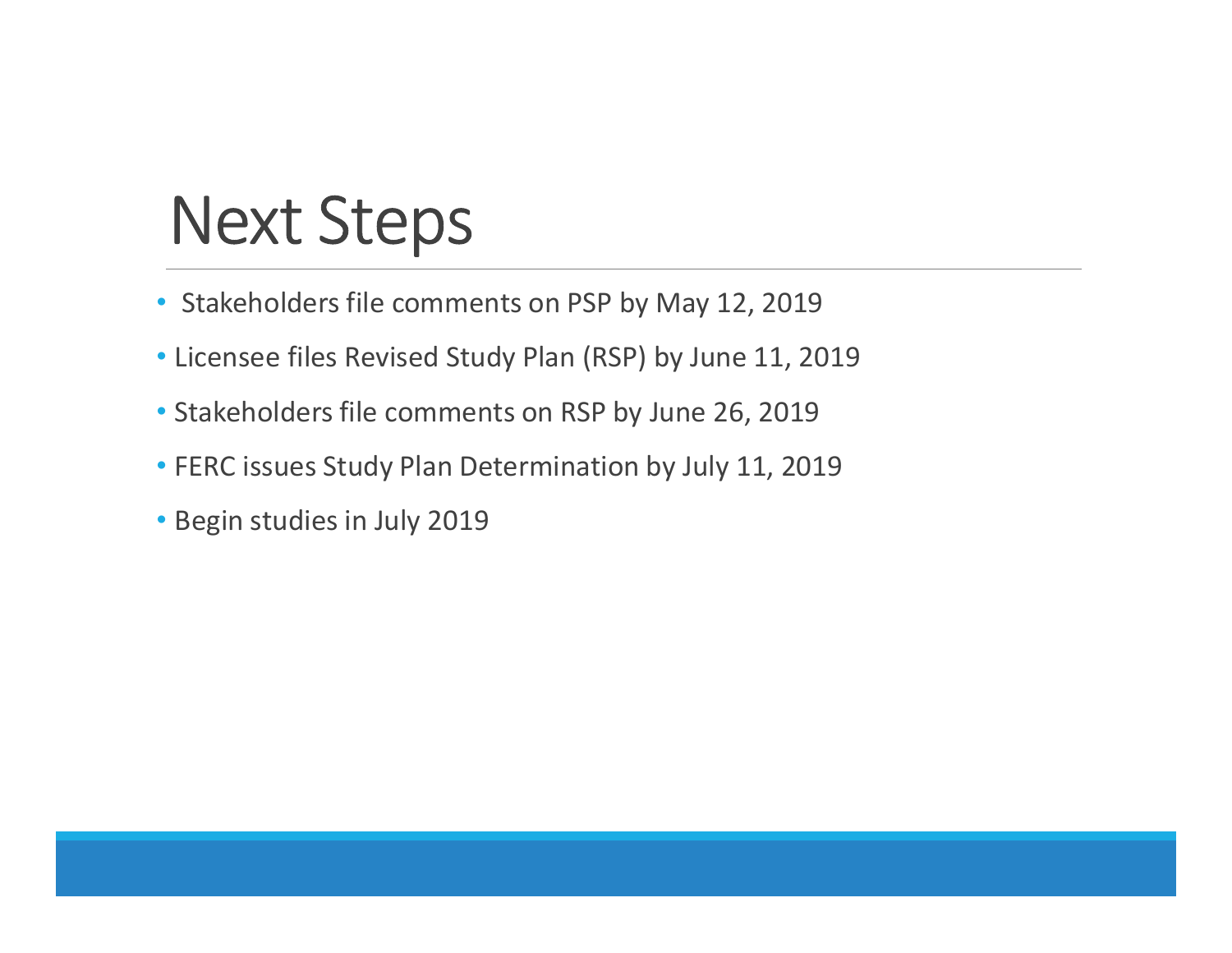# Next Steps

- Stakeholders file comments on PSP by May 12, 2019
- Licensee files Revised Study Plan (RSP) by June 11, 2019
- Stakeholders file comments on RSP by June 26, 2019
- FERC issues Study Plan Determination by July 11, 2019
- Begin studies in July 2019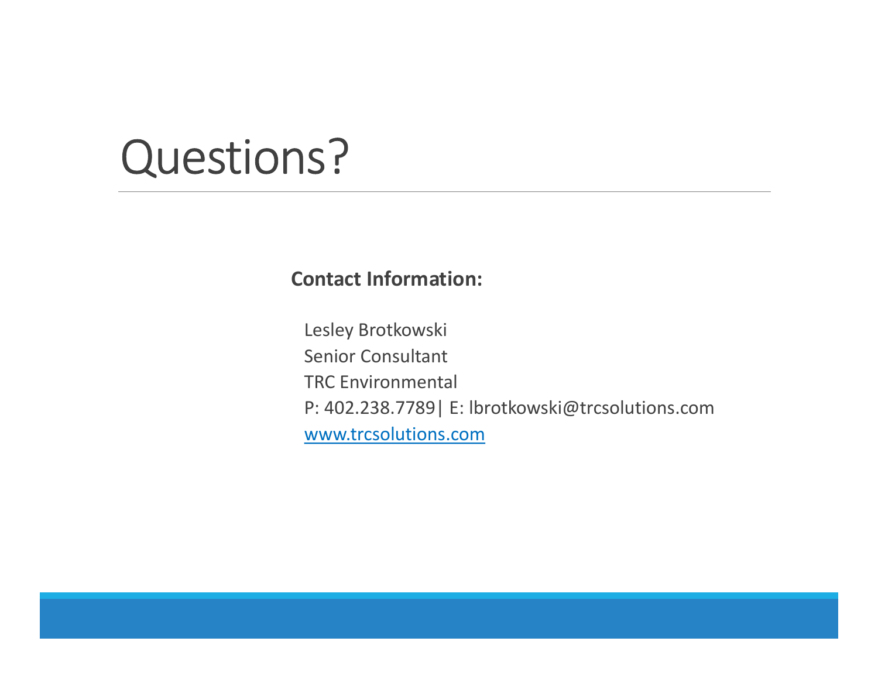# Questions?

**Contact Information:**

Lesley Brotkowski
Senior Consultant
TRC Environmental
P: 402.238.7789| E: lbrotkowski@trcsolutions.com
www.trcsolutions.com